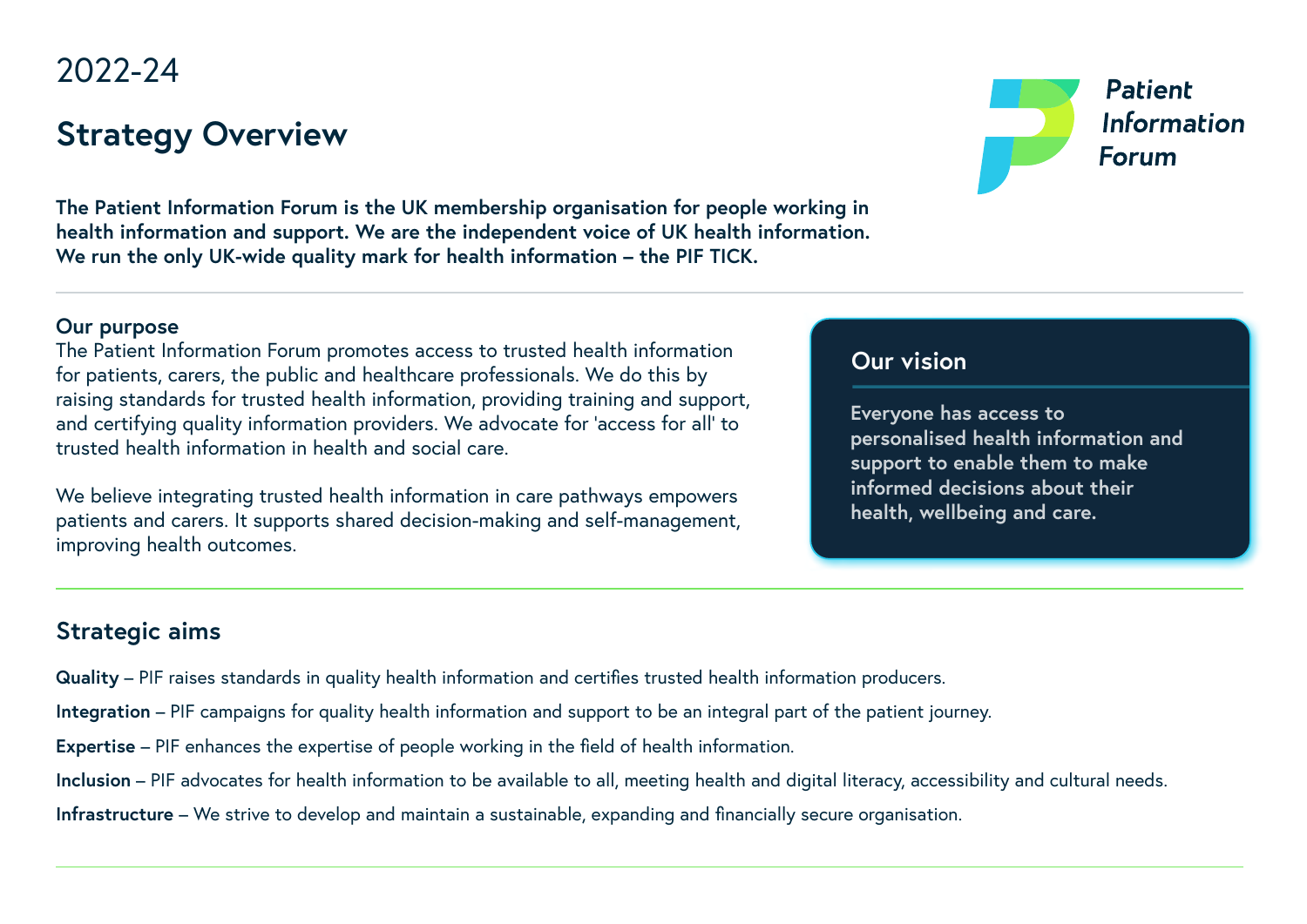2022-24

# Strategy Overview

Patient Information Forum

**The Patient Information Forum is the UK membership organisation for people working in health information and support. We are the independent voice of UK health information. We run the only UK-wide quality mark for health information – the PIF TICK.**

## Our purpose

The Patient Information Forum promotes access to trusted health information for patients, carers, the public and healthcare professionals. We do this by raising standards for trusted health information, providing training and support, and certifying quality information providers. We advocate for 'access for all' to trusted health information in health and social care.

We believe integrating trusted health information in care pathways empowers patients and carers. It supports shared decision-making and self-management, improving health outcomes.

## Our vision

**Everyone has access to personalised health information and support to enable them to make informed decisions about their health, wellbeing and care.**

## Strategic aims

**Quality** – PIF raises standards in quality health information and certifies trusted health information producers.

**Integration** – PIF campaigns for quality health information and support to be an integral part of the patient journey.

**Expertise** – PIF enhances the expertise of people working in the field of health information.

**Inclusion** – PIF advocates for health information to be available to all, meeting health and digital literacy, accessibility and cultural needs.

**Infrastructure** – We strive to develop and maintain a sustainable, expanding and financially secure organisation.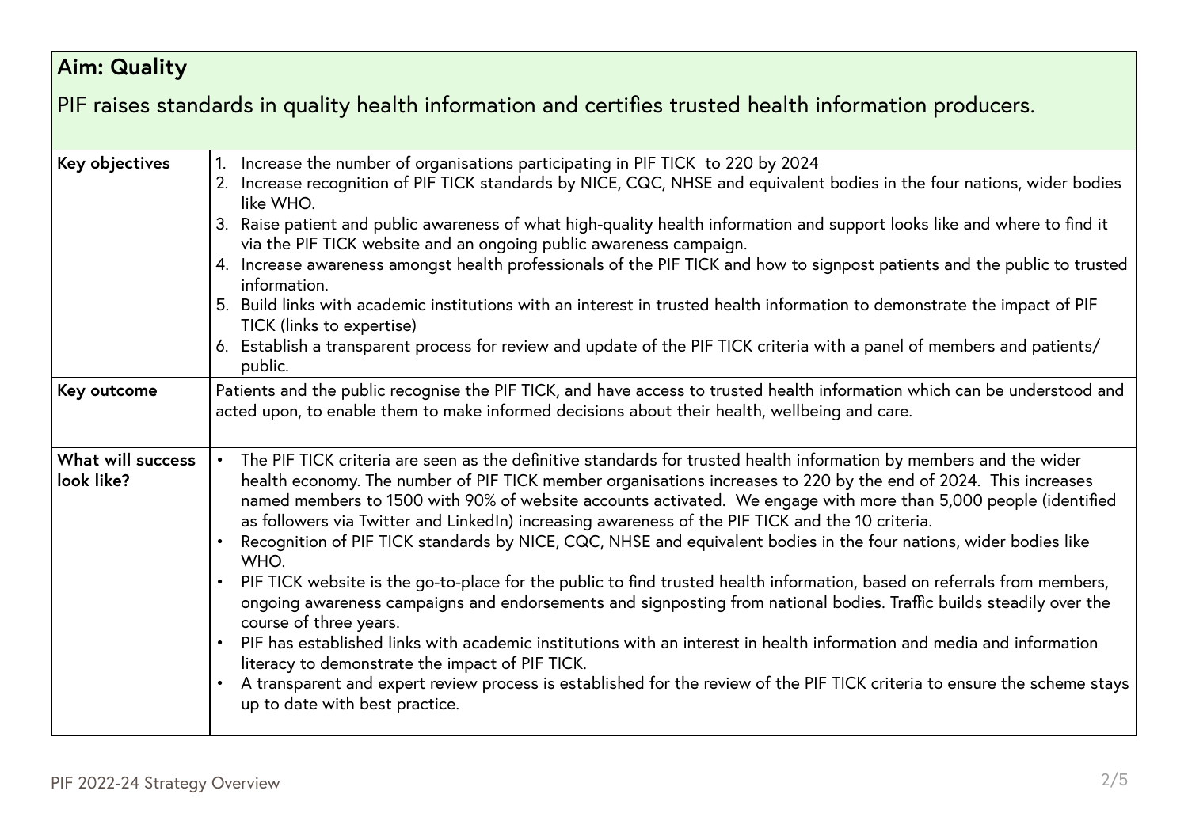| **Aim: Quality**<br><br>PIF raises standards in quality health information and certifies trusted health information producers. | |
|---|---|
| **Key objectives** | 1. Increase the number of organisations participating in PIF TICK to 220 by 2024<br>2. Increase recognition of PIF TICK standards by NICE, CQC, NHSE and equivalent bodies in the four nations, wider bodies like WHO.<br>3. Raise patient and public awareness of what high-quality health information and support looks like and where to find it via the PIF TICK website and an ongoing public awareness campaign.<br>4. Increase awareness amongst health professionals of the PIF TICK and how to signpost patients and the public to trusted information.<br>5. Build links with academic institutions with an interest in trusted health information to demonstrate the impact of PIF TICK (links to expertise)<br>6. Establish a transparent process for review and update of the PIF TICK criteria with a panel of members and patients/ public. |
| **Key outcome** | Patients and the public recognise the PIF TICK, and have access to trusted health information which can be understood and acted upon, to enable them to make informed decisions about their health, wellbeing and care. |
| **What will success look like?** | • The PIF TICK criteria are seen as the definitive standards for trusted health information by members and the wider health economy. The number of PIF TICK member organisations increases to 220 by the end of 2024. This increases named members to 1500 with 90% of website accounts activated. We engage with more than 5,000 people (identified as followers via Twitter and LinkedIn) increasing awareness of the PIF TICK and the 10 criteria.<br>• Recognition of PIF TICK standards by NICE, CQC, NHSE and equivalent bodies in the four nations, wider bodies like WHO.<br>• PIF TICK website is the go-to-place for the public to find trusted health information, based on referrals from members, ongoing awareness campaigns and endorsements and signposting from national bodies. Traffic builds steadily over the course of three years.<br>• PIF has established links with academic institutions with an interest in health information and media and information literacy to demonstrate the impact of PIF TICK.<br>• A transparent and expert review process is established for the review of the PIF TICK criteria to ensure the scheme stays up to date with best practice. |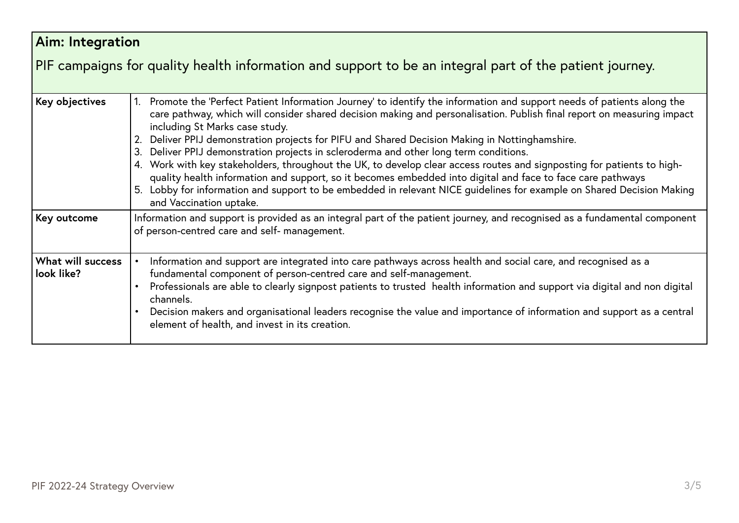## Aim: Integration

PIF campaigns for quality health information and support to be an integral part of the patient journey.

| | |
|---|---|
| **Key objectives** | 1. Promote the 'Perfect Patient Information Journey' to identify the information and support needs of patients along the care pathway, which will consider shared decision making and personalisation. Publish final report on measuring impact including St Marks case study.<br>2. Deliver PPIJ demonstration projects for PIFU and Shared Decision Making in Nottinghamshire.<br>3. Deliver PPIJ demonstration projects in scleroderma and other long term conditions.<br>4. Work with key stakeholders, throughout the UK, to develop clear access routes and signposting for patients to high-quality health information and support, so it becomes embedded into digital and face to face care pathways<br>5. Lobby for information and support to be embedded in relevant NICE guidelines for example on Shared Decision Making and Vaccination uptake. |
| **Key outcome** | Information and support is provided as an integral part of the patient journey, and recognised as a fundamental component of person-centred care and self- management. |
| **What will success look like?** | • Information and support are integrated into care pathways across health and social care, and recognised as a fundamental component of person-centred care and self-management.<br>• Professionals are able to clearly signpost patients to trusted health information and support via digital and non digital channels.<br>• Decision makers and organisational leaders recognise the value and importance of information and support as a central element of health, and invest in its creation. |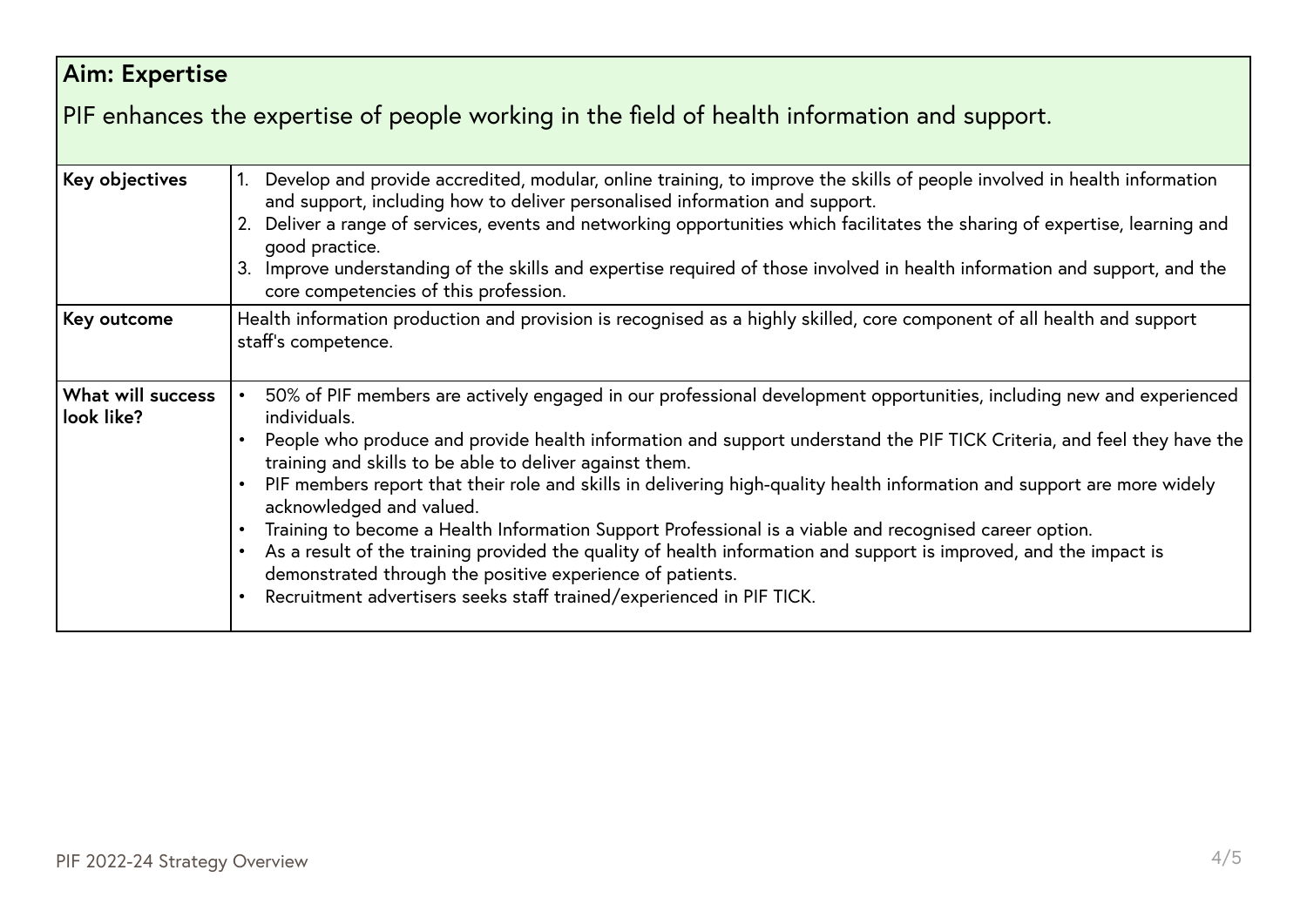## Aim: Expertise

PIF enhances the expertise of people working in the field of health information and support.

| | |
|---|---|
| **Key objectives** | 1. Develop and provide accredited, modular, online training, to improve the skills of people involved in health information and support, including how to deliver personalised information and support.<br>2. Deliver a range of services, events and networking opportunities which facilitates the sharing of expertise, learning and good practice.<br>3. Improve understanding of the skills and expertise required of those involved in health information and support, and the core competencies of this profession. |
| **Key outcome** | Health information production and provision is recognised as a highly skilled, core component of all health and support staff's competence. |
| **What will success look like?** | • 50% of PIF members are actively engaged in our professional development opportunities, including new and experienced individuals.<br>• People who produce and provide health information and support understand the PIF TICK Criteria, and feel they have the training and skills to be able to deliver against them.<br>• PIF members report that their role and skills in delivering high-quality health information and support are more widely acknowledged and valued.<br>• Training to become a Health Information Support Professional is a viable and recognised career option.<br>• As a result of the training provided the quality of health information and support is improved, and the impact is demonstrated through the positive experience of patients.<br>• Recruitment advertisers seeks staff trained/experienced in PIF TICK. |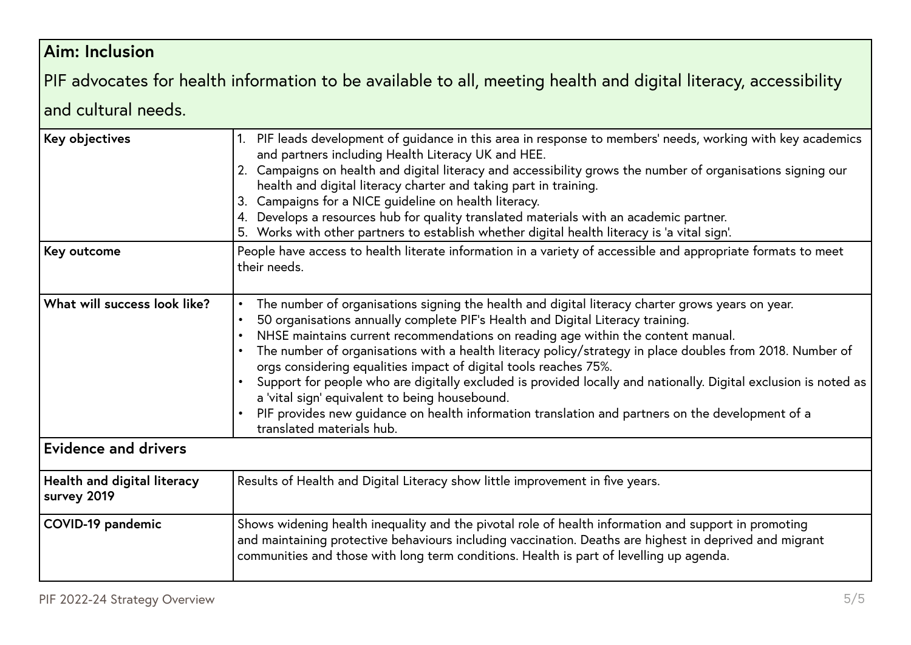## Aim: Inclusion

PIF advocates for health information to be available to all, meeting health and digital literacy, accessibility and cultural needs.

| | |
|---|---|
| **Key objectives** | 1. PIF leads development of guidance in this area in response to members' needs, working with key academics and partners including Health Literacy UK and HEE.<br>2. Campaigns on health and digital literacy and accessibility grows the number of organisations signing our health and digital literacy charter and taking part in training.<br>3. Campaigns for a NICE guideline on health literacy.<br>4. Develops a resources hub for quality translated materials with an academic partner.<br>5. Works with other partners to establish whether digital health literacy is 'a vital sign'. |
| **Key outcome** | People have access to health literate information in a variety of accessible and appropriate formats to meet their needs. |
| **What will success look like?** | • The number of organisations signing the health and digital literacy charter grows years on year.<br>• 50 organisations annually complete PIF's Health and Digital Literacy training.<br>• NHSE maintains current recommendations on reading age within the content manual.<br>• The number of organisations with a health literacy policy/strategy in place doubles from 2018. Number of orgs considering equalities impact of digital tools reaches 75%.<br>• Support for people who are digitally excluded is provided locally and nationally. Digital exclusion is noted as a 'vital sign' equivalent to being housebound.<br>• PIF provides new guidance on health information translation and partners on the development of a translated materials hub. |

### Evidence and drivers

| | |
|---|---|
| **Health and digital literacy survey 2019** | Results of Health and Digital Literacy show little improvement in five years. |
| **COVID-19 pandemic** | Shows widening health inequality and the pivotal role of health information and support in promoting and maintaining protective behaviours including vaccination. Deaths are highest in deprived and migrant communities and those with long term conditions. Health is part of levelling up agenda. |